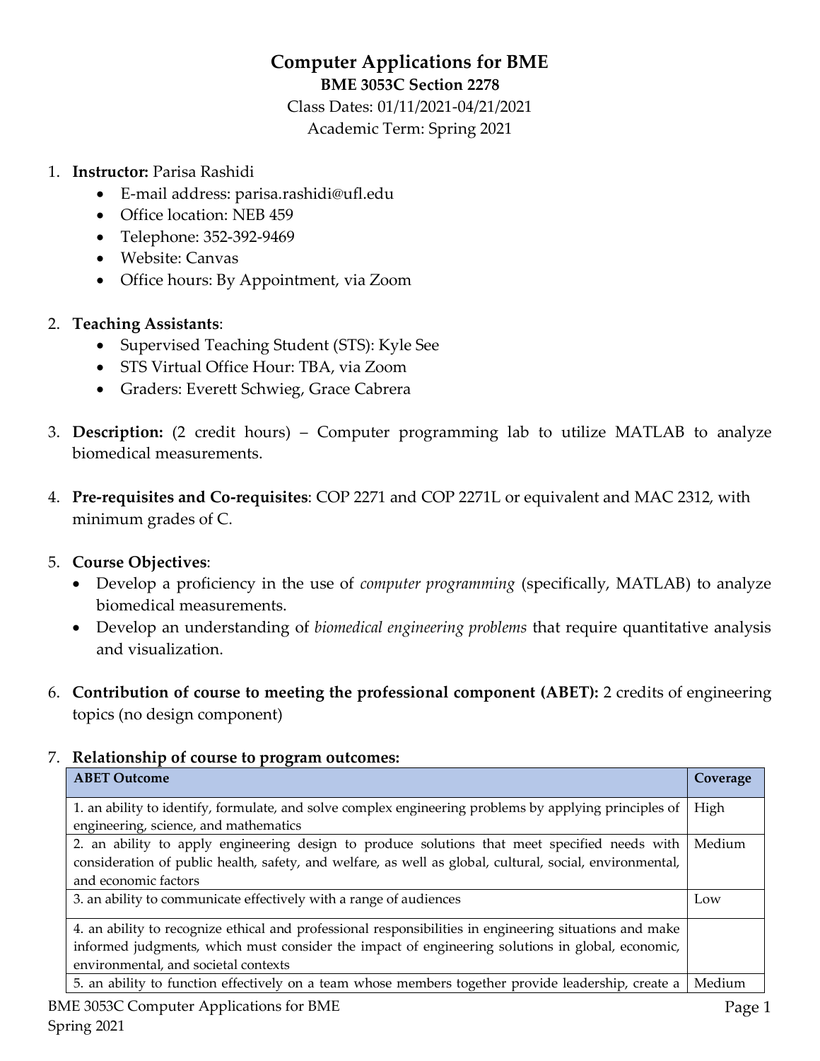# Computer Applications for BME

## BME 3053C Section 2278

Class Dates: 01/11/2021-04/21/2021

Academic Term: Spring 2021

1. **Instructor:** Parisa Rashidi
    - E-mail address: parisa.rashidi@ufl.edu
    - Office location: NEB 459
    - Telephone: 352-392-9469
    - Website: Canvas
    - Office hours: By Appointment, via Zoom

2. **Teaching Assistants**:
    - Supervised Teaching Student (STS): Kyle See
    - STS Virtual Office Hour: TBA, via Zoom
    - Graders: Everett Schwieg, Grace Cabrera

3. **Description:** (2 credit hours) – Computer programming lab to utilize MATLAB to analyze biomedical measurements.

4. **Pre-requisites and Co-requisites**: COP 2271 and COP 2271L or equivalent and MAC 2312, with minimum grades of C.

5. **Course Objectives**:
    - Develop a proficiency in the use of *computer programming* (specifically, MATLAB) to analyze biomedical measurements.
    - Develop an understanding of *biomedical engineering problems* that require quantitative analysis and visualization.

6. **Contribution of course to meeting the professional component (ABET):** 2 credits of engineering topics (no design component)

7. **Relationship of course to program outcomes:**

| ABET Outcome | Coverage |
|---|---|
| 1. an ability to identify, formulate, and solve complex engineering problems by applying principles of engineering, science, and mathematics | High |
| 2. an ability to apply engineering design to produce solutions that meet specified needs with consideration of public health, safety, and welfare, as well as global, cultural, social, environmental, and economic factors | Medium |
| 3. an ability to communicate effectively with a range of audiences | Low |
| 4. an ability to recognize ethical and professional responsibilities in engineering situations and make informed judgments, which must consider the impact of engineering solutions in global, economic, environmental, and societal contexts | |
| 5. an ability to function effectively on a team whose members together provide leadership, create a | Medium |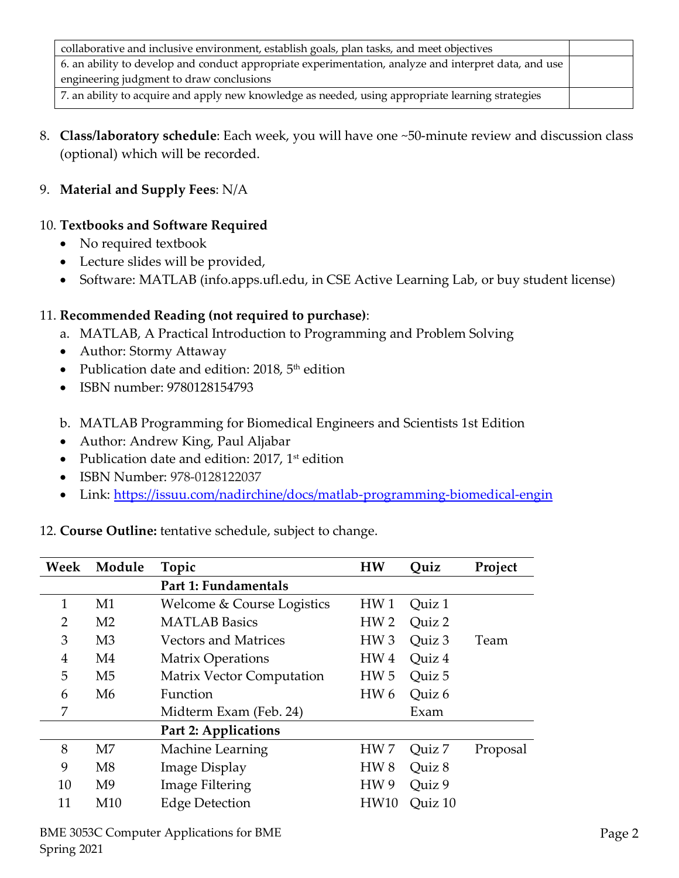| | |
|---|---|
| collaborative and inclusive environment, establish goals, plan tasks, and meet objectives | |
| 6. an ability to develop and conduct appropriate experimentation, analyze and interpret data, and use engineering judgment to draw conclusions | |
| 7. an ability to acquire and apply new knowledge as needed, using appropriate learning strategies | |

8. **Class/laboratory schedule**: Each week, you will have one ~50-minute review and discussion class (optional) which will be recorded.

9. **Material and Supply Fees**: N/A

10. **Textbooks and Software Required**
    - No required textbook
    - Lecture slides will be provided,
    - Software: MATLAB (info.apps.ufl.edu, in CSE Active Learning Lab, or buy student license)

11. **Recommended Reading (not required to purchase)**:
    a. MATLAB, A Practical Introduction to Programming and Problem Solving
    - Author: Stormy Attaway
    - Publication date and edition: 2018, 5th edition
    - ISBN number: 9780128154793

    b. MATLAB Programming for Biomedical Engineers and Scientists 1st Edition
    - Author: Andrew King, Paul Aljabar
    - Publication date and edition: 2017, 1st edition
    - ISBN Number: 978-0128122037
    - Link: https://issuu.com/nadirchine/docs/matlab-programming-biomedical-engin

12. **Course Outline:** tentative schedule, subject to change.

| Week | Module | Topic | HW | Quiz | Project |
|---|---|---|---|---|---|
| | | **Part 1: Fundamentals** | | | |
| 1 | M1 | Welcome & Course Logistics | HW 1 | Quiz 1 | |
| 2 | M2 | MATLAB Basics | HW 2 | Quiz 2 | |
| 3 | M3 | Vectors and Matrices | HW 3 | Quiz 3 | Team |
| 4 | M4 | Matrix Operations | HW 4 | Quiz 4 | |
| 5 | M5 | Matrix Vector Computation | HW 5 | Quiz 5 | |
| 6 | M6 | Function | HW 6 | Quiz 6 | |
| 7 | | Midterm Exam (Feb. 24) | | Exam | |
| | | **Part 2: Applications** | | | |
| 8 | M7 | Machine Learning | HW 7 | Quiz 7 | Proposal |
| 9 | M8 | Image Display | HW 8 | Quiz 8 | |
| 10 | M9 | Image Filtering | HW 9 | Quiz 9 | |
| 11 | M10 | Edge Detection | HW10 | Quiz 10 | |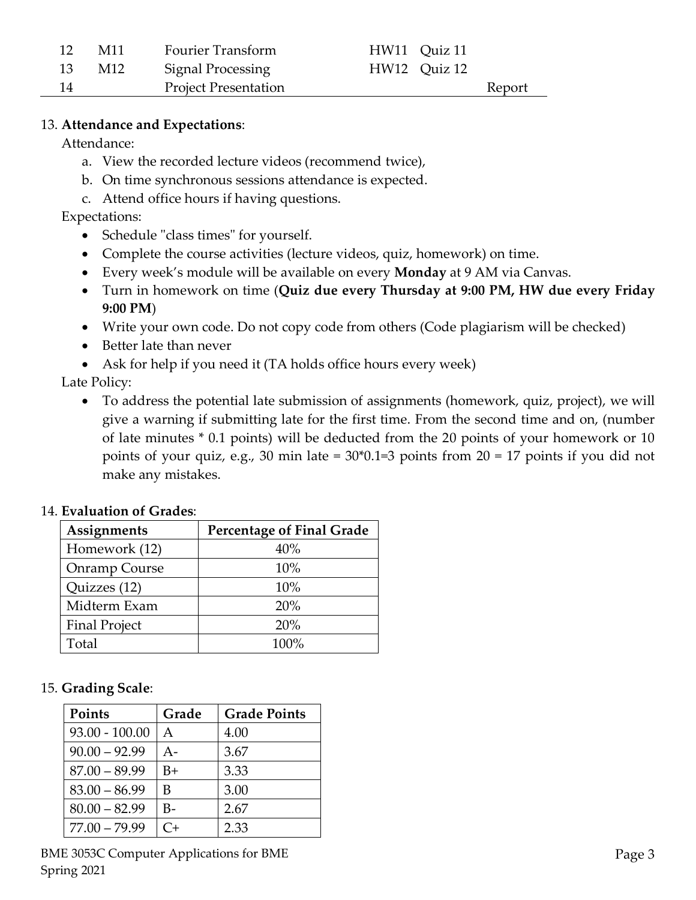| | | | | | |
|---|---|---|---|---|---|
| 12 | M11 | Fourier Transform | HW11 | Quiz 11 | |
| 13 | M12 | Signal Processing | HW12 | Quiz 12 | |
| 14 | | Project Presentation | | | Report |

13. **Attendance and Expectations**:

Attendance:

a. View the recorded lecture videos (recommend twice),
b. On time synchronous sessions attendance is expected.
c. Attend office hours if having questions.

Expectations:

- Schedule "class times" for yourself.
- Complete the course activities (lecture videos, quiz, homework) on time.
- Every week's module will be available on every **Monday** at 9 AM via Canvas.
- Turn in homework on time (**Quiz due every Thursday at 9:00 PM, HW due every Friday 9:00 PM**)
- Write your own code. Do not copy code from others (Code plagiarism will be checked)
- Better late than never
- Ask for help if you need it (TA holds office hours every week)

Late Policy:

- To address the potential late submission of assignments (homework, quiz, project), we will give a warning if submitting late for the first time. From the second time and on, (number of late minutes * 0.1 points) will be deducted from the 20 points of your homework or 10 points of your quiz, e.g., 30 min late = 30*0.1=3 points from 20 = 17 points if you did not make any mistakes.

14. **Evaluation of Grades**:

| Assignments | Percentage of Final Grade |
|---|---|
| Homework (12) | 40% |
| Onramp Course | 10% |
| Quizzes (12) | 10% |
| Midterm Exam | 20% |
| Final Project | 20% |
| Total | 100% |

15. **Grading Scale**:

| Points | Grade | Grade Points |
|---|---|---|
| 93.00 - 100.00 | A | 4.00 |
| 90.00 – 92.99 | A- | 3.67 |
| 87.00 – 89.99 | B+ | 3.33 |
| 83.00 – 86.99 | B | 3.00 |
| 80.00 – 82.99 | B- | 2.67 |
| 77.00 – 79.99 | C+ | 2.33 |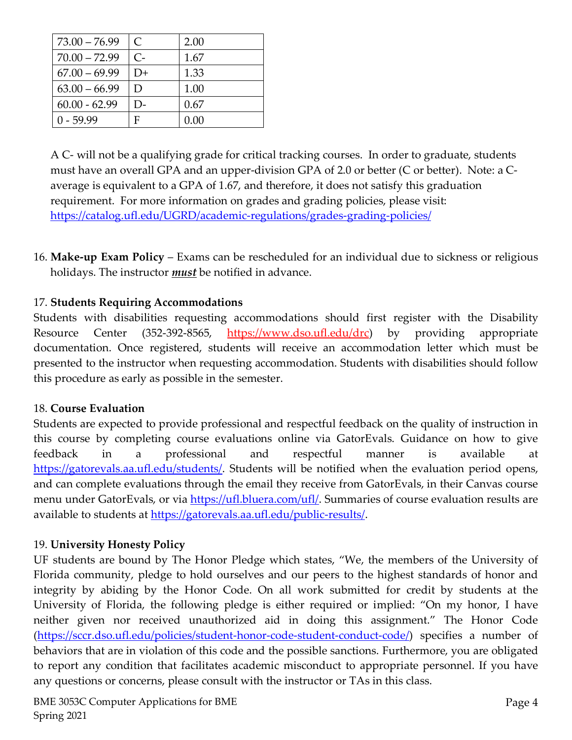| | | |
|---|---|---|
| 73.00 – 76.99 | C | 2.00 |
| 70.00 – 72.99 | C- | 1.67 |
| 67.00 – 69.99 | D+ | 1.33 |
| 63.00 – 66.99 | D | 1.00 |
| 60.00 - 62.99 | D- | 0.67 |
| 0 - 59.99 | F | 0.00 |

A C- will not be a qualifying grade for critical tracking courses. In order to graduate, students must have an overall GPA and an upper-division GPA of 2.0 or better (C or better). Note: a C- average is equivalent to a GPA of 1.67, and therefore, it does not satisfy this graduation requirement. For more information on grades and grading policies, please visit: https://catalog.ufl.edu/UGRD/academic-regulations/grades-grading-policies/

16. **Make-up Exam Policy** – Exams can be rescheduled for an individual due to sickness or religious holidays. The instructor ***must*** be notified in advance.

17. **Students Requiring Accommodations**

Students with disabilities requesting accommodations should first register with the Disability Resource Center (352-392-8565, https://www.dso.ufl.edu/drc) by providing appropriate documentation. Once registered, students will receive an accommodation letter which must be presented to the instructor when requesting accommodation. Students with disabilities should follow this procedure as early as possible in the semester.

18. **Course Evaluation**

Students are expected to provide professional and respectful feedback on the quality of instruction in this course by completing course evaluations online via GatorEvals. Guidance on how to give feedback in a professional and respectful manner is available at https://gatorevals.aa.ufl.edu/students/. Students will be notified when the evaluation period opens, and can complete evaluations through the email they receive from GatorEvals, in their Canvas course menu under GatorEvals, or via https://ufl.bluera.com/ufl/. Summaries of course evaluation results are available to students at https://gatorevals.aa.ufl.edu/public-results/.

19. **University Honesty Policy**

UF students are bound by The Honor Pledge which states, "We, the members of the University of Florida community, pledge to hold ourselves and our peers to the highest standards of honor and integrity by abiding by the Honor Code. On all work submitted for credit by students at the University of Florida, the following pledge is either required or implied: "On my honor, I have neither given nor received unauthorized aid in doing this assignment." The Honor Code (https://sccr.dso.ufl.edu/policies/student-honor-code-student-conduct-code/) specifies a number of behaviors that are in violation of this code and the possible sanctions. Furthermore, you are obligated to report any condition that facilitates academic misconduct to appropriate personnel. If you have any questions or concerns, please consult with the instructor or TAs in this class.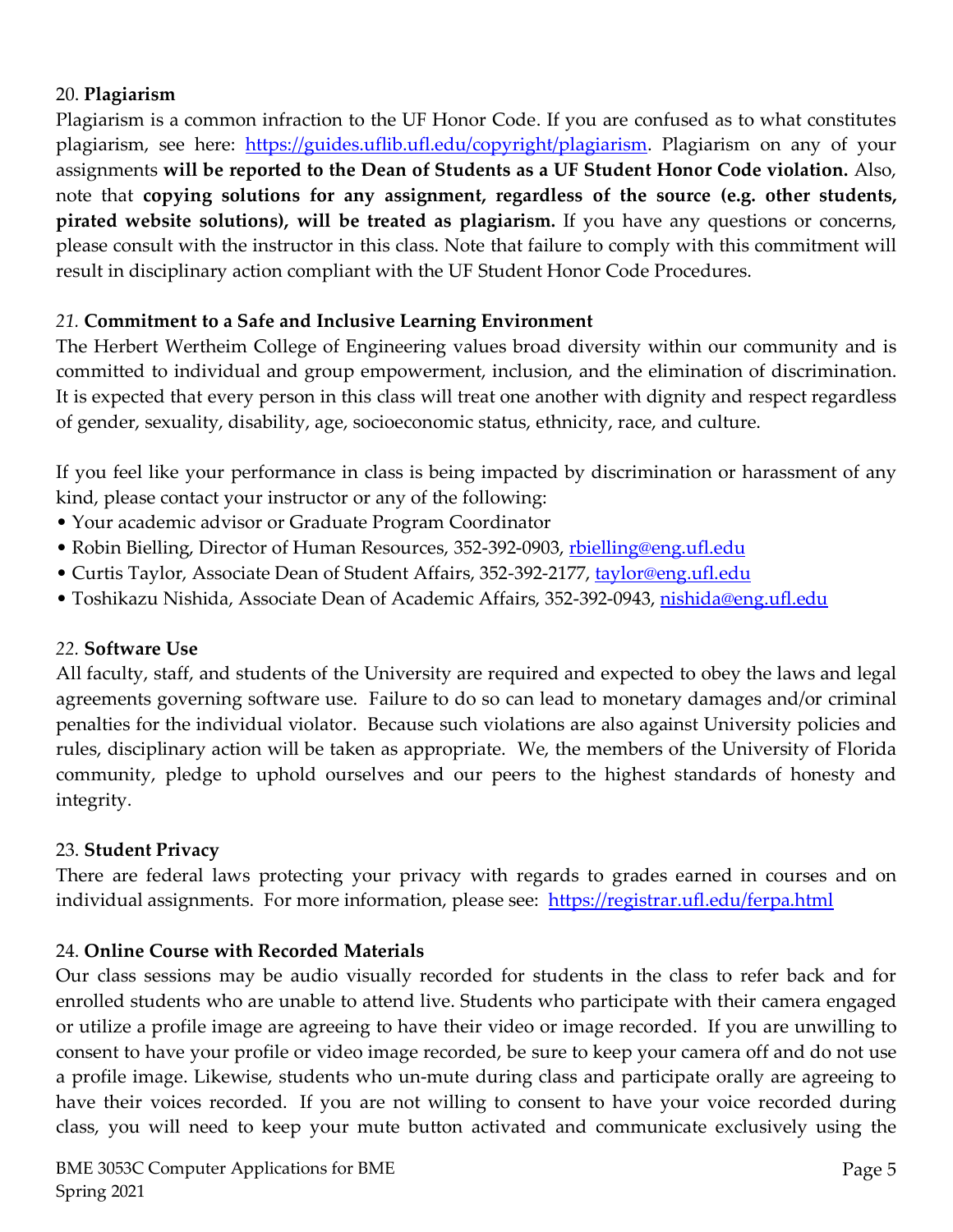20. **Plagiarism**

Plagiarism is a common infraction to the UF Honor Code. If you are confused as to what constitutes plagiarism, see here: [https://guides.uflib.ufl.edu/copyright/plagiarism](https://guides.uflib.ufl.edu/copyright/plagiarism). Plagiarism on any of your assignments **will be reported to the Dean of Students as a UF Student Honor Code violation.** Also, note that **copying solutions for any assignment, regardless of the source (e.g. other students, pirated website solutions), will be treated as plagiarism.** If you have any questions or concerns, please consult with the instructor in this class. Note that failure to comply with this commitment will result in disciplinary action compliant with the UF Student Honor Code Procedures.

*21.* **Commitment to a Safe and Inclusive Learning Environment**

The Herbert Wertheim College of Engineering values broad diversity within our community and is committed to individual and group empowerment, inclusion, and the elimination of discrimination. It is expected that every person in this class will treat one another with dignity and respect regardless of gender, sexuality, disability, age, socioeconomic status, ethnicity, race, and culture.

If you feel like your performance in class is being impacted by discrimination or harassment of any kind, please contact your instructor or any of the following:

- Your academic advisor or Graduate Program Coordinator
- Robin Bielling, Director of Human Resources, 352-392-0903, [rbielling@eng.ufl.edu](mailto:rbielling@eng.ufl.edu)
- Curtis Taylor, Associate Dean of Student Affairs, 352-392-2177, [taylor@eng.ufl.edu](mailto:taylor@eng.ufl.edu)
- Toshikazu Nishida, Associate Dean of Academic Affairs, 352-392-0943, [nishida@eng.ufl.edu](mailto:nishida@eng.ufl.edu)

*22.* **Software Use**

All faculty, staff, and students of the University are required and expected to obey the laws and legal agreements governing software use. Failure to do so can lead to monetary damages and/or criminal penalties for the individual violator. Because such violations are also against University policies and rules, disciplinary action will be taken as appropriate. We, the members of the University of Florida community, pledge to uphold ourselves and our peers to the highest standards of honesty and integrity.

23. **Student Privacy**

There are federal laws protecting your privacy with regards to grades earned in courses and on individual assignments. For more information, please see: [https://registrar.ufl.edu/ferpa.html](https://registrar.ufl.edu/ferpa.html)

24. **Online Course with Recorded Materials**

Our class sessions may be audio visually recorded for students in the class to refer back and for enrolled students who are unable to attend live. Students who participate with their camera engaged or utilize a profile image are agreeing to have their video or image recorded. If you are unwilling to consent to have your profile or video image recorded, be sure to keep your camera off and do not use a profile image. Likewise, students who un-mute during class and participate orally are agreeing to have their voices recorded. If you are not willing to consent to have your voice recorded during class, you will need to keep your mute button activated and communicate exclusively using the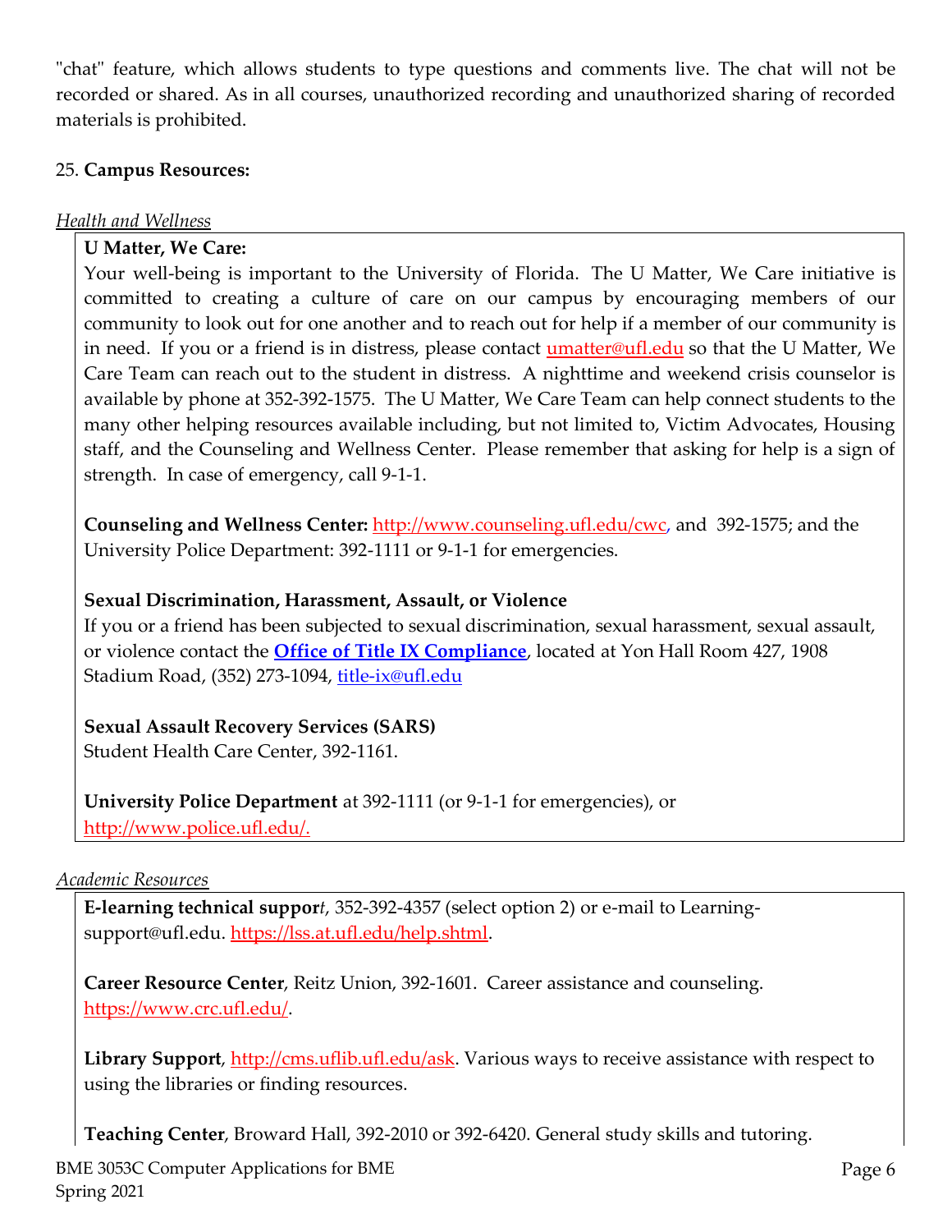"chat" feature, which allows students to type questions and comments live. The chat will not be recorded or shared. As in all courses, unauthorized recording and unauthorized sharing of recorded materials is prohibited.

25. **Campus Resources:**

*Health and Wellness*

**U Matter, We Care:**
Your well-being is important to the University of Florida. The U Matter, We Care initiative is committed to creating a culture of care on our campus by encouraging members of our community to look out for one another and to reach out for help if a member of our community is in need. If you or a friend is in distress, please contact umatter@ufl.edu so that the U Matter, We Care Team can reach out to the student in distress. A nighttime and weekend crisis counselor is available by phone at 352-392-1575. The U Matter, We Care Team can help connect students to the many other helping resources available including, but not limited to, Victim Advocates, Housing staff, and the Counseling and Wellness Center. Please remember that asking for help is a sign of strength. In case of emergency, call 9-1-1.

**Counseling and Wellness Center:** http://www.counseling.ufl.edu/cwc, and 392-1575; and the University Police Department: 392-1111 or 9-1-1 for emergencies.

**Sexual Discrimination, Harassment, Assault, or Violence**
If you or a friend has been subjected to sexual discrimination, sexual harassment, sexual assault, or violence contact the **Office of Title IX Compliance**, located at Yon Hall Room 427, 1908 Stadium Road, (352) 273-1094, title-ix@ufl.edu

**Sexual Assault Recovery Services (SARS)**
Student Health Care Center, 392-1161.

**University Police Department** at 392-1111 (or 9-1-1 for emergencies), or http://www.police.ufl.edu/.

*Academic Resources*

**E-learning technical support**, 352-392-4357 (select option 2) or e-mail to Learning-support@ufl.edu. https://lss.at.ufl.edu/help.shtml.

**Career Resource Center**, Reitz Union, 392-1601. Career assistance and counseling. https://www.crc.ufl.edu/.

**Library Support**, http://cms.uflib.ufl.edu/ask. Various ways to receive assistance with respect to using the libraries or finding resources.

**Teaching Center**, Broward Hall, 392-2010 or 392-6420. General study skills and tutoring.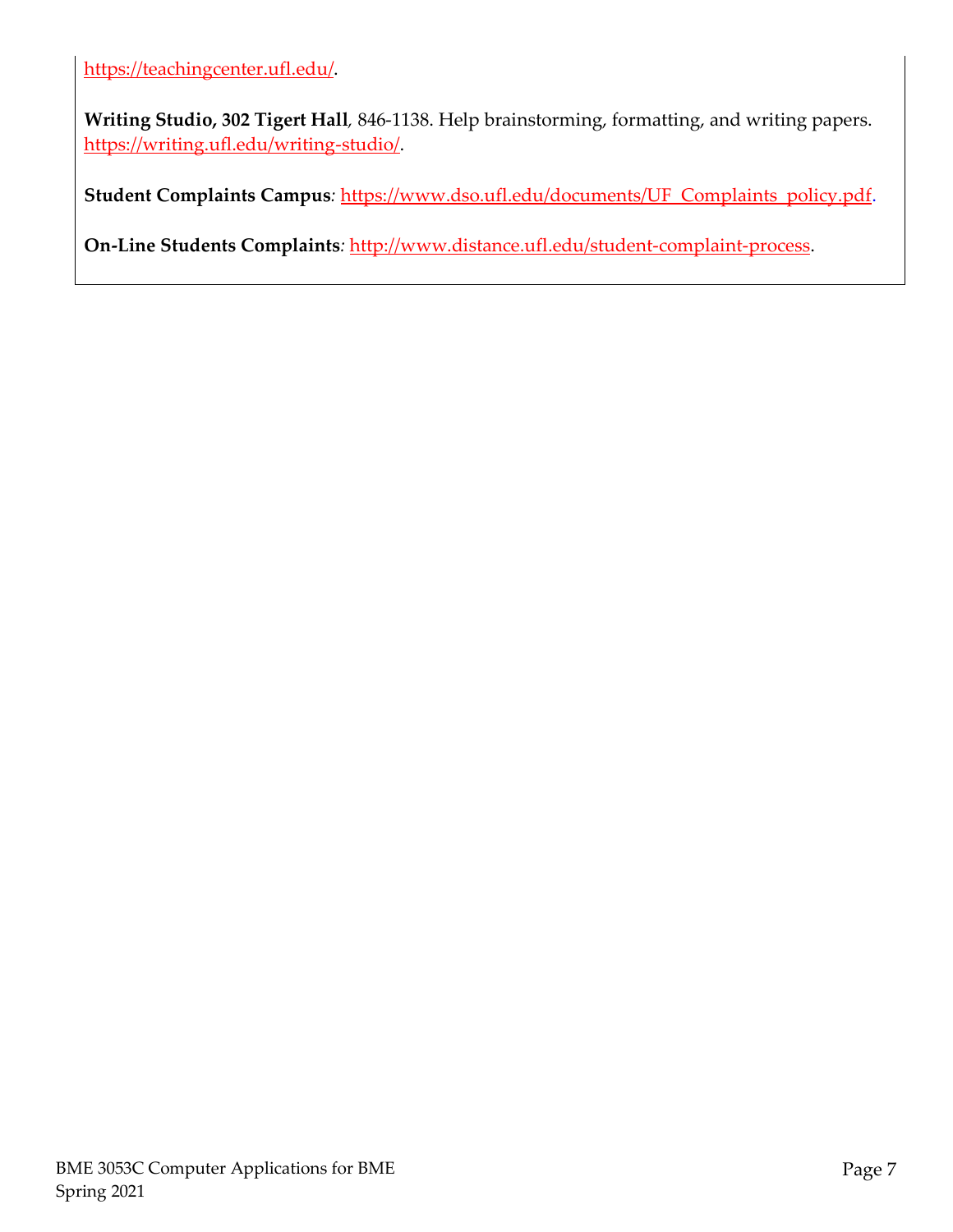https://teachingcenter.ufl.edu/.

**Writing Studio, 302 Tigert Hall**, 846-1138. Help brainstorming, formatting, and writing papers. https://writing.ufl.edu/writing-studio/.

**Student Complaints Campus***:* https://www.dso.ufl.edu/documents/UF_Complaints_policy.pdf.

**On-Line Students Complaints***:* http://www.distance.ufl.edu/student-complaint-process.